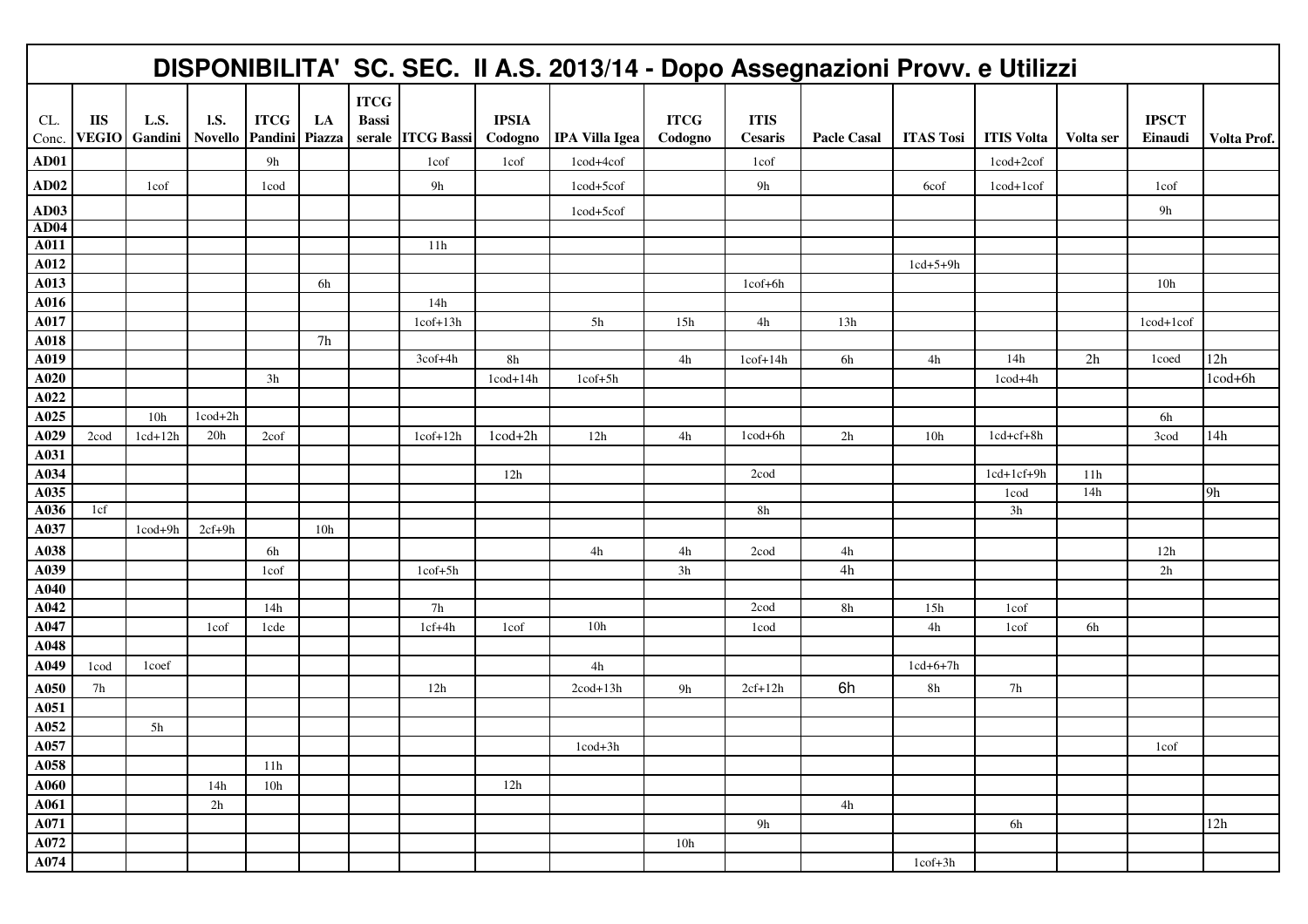# DISPONIBILITA' SC. SEC. II A.S. 2013/14 - Dopo Assegnazioni Provv. e Utilizzi

| CL. Conc. | IIS VEGIO | L.S. Gandini | l.S. Novello | ITCG Pandini | LA Piazza | ITCG Bassi serale | ITCG Bassi | IPSIA Codogno | IPA Villa Igea | ITCG Codogno | ITIS Cesaris | Pacle Casal | ITAS Tosi | ITIS Volta | Volta ser | IPSCT Einaudi | Volta Prof. |
|---|---|---|---|---|---|---|---|---|---|---|---|---|---|---|---|---|---|
| AD01 | | | | 9h | | | 1cof | 1cof | 1cod+4cof | | 1cof | | | 1cod+2cof | | | |
| AD02 | | 1cof | | 1cod | | | 9h | | 1cod+5cof | | 9h | | 6cof | 1cod+1cof | | 1cof | |
| AD03 | | | | | | | | | 1cod+5cof | | | | | | | 9h | |
| AD04 | | | | | | | | | | | | | | | | | |
| A011 | | | | | | | 11h | | | | | | | | | | |
| A012 | | | | | | | | | | | | | 1cd+5+9h | | | | |
| A013 | | | | | 6h | | | | | | 1cof+6h | | | | | 10h | |
| A016 | | | | | | | 14h | | | | | | | | | | |
| A017 | | | | | | | 1cof+13h | | 5h | 15h | 4h | 13h | | | | 1cod+1cof | |
| A018 | | | | | 7h | | | | | | | | | | | | |
| A019 | | | | | | | 3cof+4h | 8h | | 4h | 1cof+14h | 6h | 4h | 14h | 2h | 1coed | 12h |
| A020 | | | | 3h | | | | 1cod+14h | 1cof+5h | | | | | 1cod+4h | | | 1cod+6h |
| A022 | | | | | | | | | | | | | | | | | |
| A025 | | 10h | 1cod+2h | | | | | | | | | | | | | 6h | |
| A029 | 2cod | 1cd+12h | 20h | 2cof | | | 1cof+12h | 1cod+2h | 12h | 4h | 1cod+6h | 2h | 10h | 1cd+cf+8h | | 3cod | 14h |
| A031 | | | | | | | | | | | | | | | | | |
| A034 | | | | | | | | 12h | | | 2cod | | | 1cd+1cf+9h | 11h | | |
| A035 | | | | | | | | | | | | | | 1cod | 14h | | 9h |
| A036 | 1cf | | | | | | | | | | 8h | | | 3h | | | |
| A037 | | 1cod+9h | 2cf+9h | | 10h | | | | | | | | | | | | |
| A038 | | | | 6h | | | | | 4h | 4h | 2cod | 4h | | | | 12h | |
| A039 | | | | 1cof | | | 1cof+5h | | | 3h | | 4h | | | | 2h | |
| A040 | | | | | | | | | | | | | | | | | |
| A042 | | | | 14h | | | 7h | | | | 2cod | 8h | 15h | 1cof | | | |
| A047 | | | 1cof | 1cde | | | 1cf+4h | 1cof | 10h | | 1cod | | 4h | 1cof | 6h | | |
| A048 | | | | | | | | | | | | | | | | | |
| A049 | 1cod | 1coef | | | | | | | 4h | | | | 1cd+6+7h | | | | |
| A050 | 7h | | | | | | 12h | | 2cod+13h | 9h | 2cf+12h | 6h | 8h | 7h | | | |
| A051 | | | | | | | | | | | | | | | | | |
| A052 | | 5h | | | | | | | | | | | | | | | |
| A057 | | | | | | | | | 1cod+3h | | | | | | | 1cof | |
| A058 | | | | 11h | | | | | | | | | | | | | |
| A060 | | | 14h | 10h | | | | 12h | | | | | | | | | |
| A061 | | | 2h | | | | | | | | | 4h | | | | | |
| A071 | | | | | | | | | | | 9h | | | 6h | | | 12h |
| A072 | | | | | | | | | | 10h | | | | | | | |
| A074 | | | | | | | | | | | | | 1cof+3h | | | | |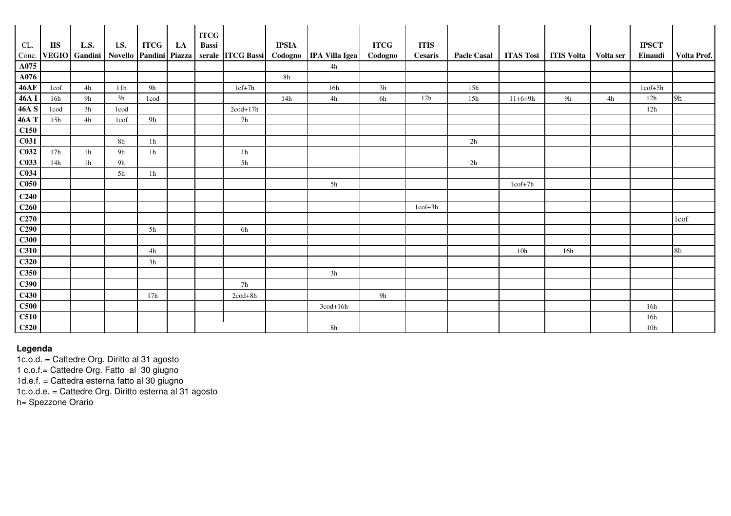| CL. Conc. | IIS VEGIO | L.S. Gandini | I.S. Novello | ITCG Pandini | LA Piazza | ITCG Bassi serale | ITCG Bassi | IPSIA Codogno | IPA Villa Igea | ITCG Codogno | ITIS Cesaris | Pacle Casal | ITAS Tosi | ITIS Volta | Volta ser | IPSCT Einaudi | Volta Prof. |
|---|---|---|---|---|---|---|---|---|---|---|---|---|---|---|---|---|---|
| **A075** | | | | | | | | | 4h | | | | | | | | |
| **A076** | | | | | | | | 8h | | | | | | | | | |
| **46AF** | 1cof | 4h | 11h | 9h | | | 1cf+7h | | 16h | 3h | | 15h | | | | 1cof+5h | |
| **46A I** | 16h | 9h | 3h | 1cod | | | | 14h | 4h | 6h | 12h | 15h | 11+6+9h | 9h | 4h | 12h | 9h |
| **46A S** | 1cod | 3h | 1cod | | | | 2cod+17h | | | | | | | | | 12h | |
| **46A T** | 15h | 4h | 1cof | 9h | | | 7h | | | | | | | | | | |
| **C150** | | | | | | | | | | | | | | | | | |
| **C031** | | | 8h | 1h | | | | | | | | 2h | | | | | |
| **C032** | 17h | 1h | 9h | 1h | | | 1h | | | | | | | | | | |
| **C033** | 14h | 1h | 9h | | | | 5h | | | | | 2h | | | | | |
| **C034** | | | 5h | 1h | | | | | | | | | | | | | |
| **C050** | | | | | | | | | 5h | | | | 1cof+7h | | | | |
| **C240** | | | | | | | | | | | | | | | | | |
| **C260** | | | | | | | | | | | 1cof+3h | | | | | | |
| **C270** | | | | | | | | | | | | | | | | | 1cof |
| **C290** | | | | 5h | | | 6h | | | | | | | | | | |
| **C300** | | | | | | | | | | | | | | | | | |
| **C310** | | | | 4h | | | | | | | | | 10h | 16h | | | 8h |
| **C320** | | | | 3h | | | | | | | | | | | | | |
| **C350** | | | | | | | | | 3h | | | | | | | | |
| **C390** | | | | | | | 7h | | | | | | | | | | |
| **C430** | | | | 17h | | | 2cod+8h | | | 9h | | | | | | | |
| **C500** | | | | | | | | | 3cod+16h | | | | | | | 16h | |
| **C510** | | | | | | | | | | | | | | | | 16h | |
| **C520** | | | | | | | | | 8h | | | | | | | 10h | |

**Legenda**

1c.o.d. = Cattedre Org. Diritto al 31 agosto
1 c.o.f.= Cattedre Org. Fatto al 30 giugno
1d.e.f. = Cattedra esterna fatto al 30 giugno
1c.o.d.e. = Cattedre Org. Diritto esterna al 31 agosto
h= Spezzone Orario